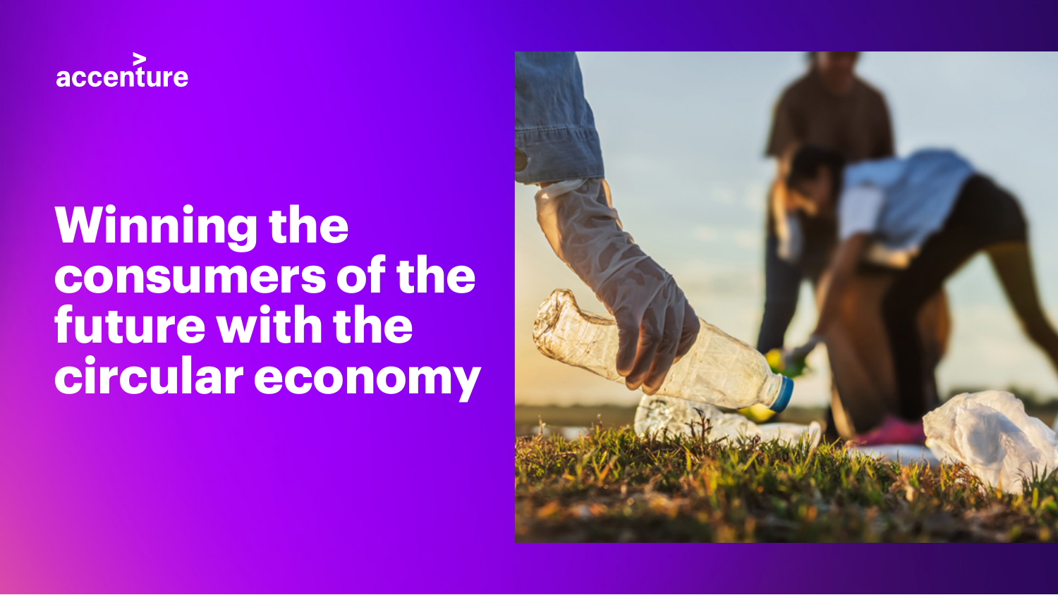accenture

# Winning the consumers of the future with the circular economy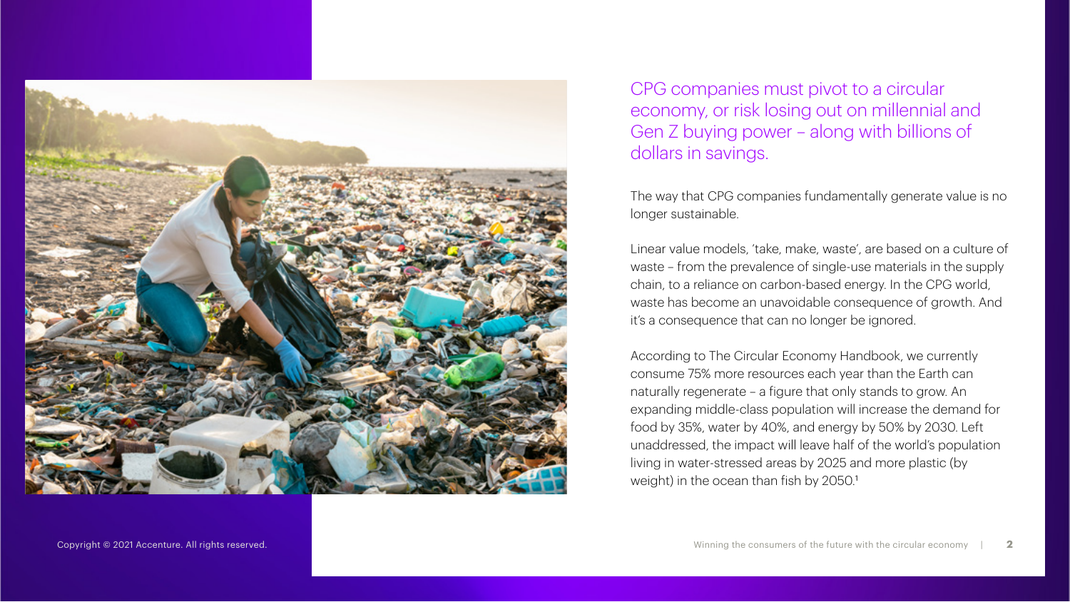## CPG companies must pivot to a circular economy, or risk losing out on millennial and Gen Z buying power – along with billions of dollars in savings.

The way that CPG companies fundamentally generate value is no longer sustainable.

Linear value models, 'take, make, waste', are based on a culture of waste – from the prevalence of single-use materials in the supply chain, to a reliance on carbon-based energy. In the CPG world, waste has become an unavoidable consequence of growth. And it's a consequence that can no longer be ignored.

According to The Circular Economy Handbook, we currently consume 75% more resources each year than the Earth can naturally regenerate – a figure that only stands to grow. An expanding middle-class population will increase the demand for food by 35%, water by 40%, and energy by 50% by 2030. Left unaddressed, the impact will leave half of the world's population living in water-stressed areas by 2025 and more plastic (by weight) in the ocean than fish by 2050.[1]

Copyright © 2021 Accenture. All rights reserved.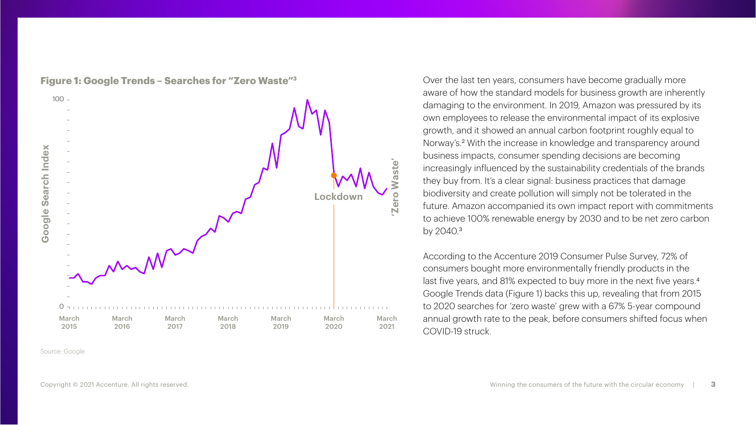**Figure 1: Google Trends – Searches for "Zero Waste"[3]**

Source: Google

Over the last ten years, consumers have become gradually more aware of how the standard models for business growth are inherently damaging to the environment. In 2019, Amazon was pressured by its own employees to release the environmental impact of its explosive growth, and it showed an annual carbon footprint roughly equal to Norway's.[2] With the increase in knowledge and transparency around business impacts, consumer spending decisions are becoming increasingly influenced by the sustainability credentials of the brands they buy from. It's a clear signal: business practices that damage biodiversity and create pollution will simply not be tolerated in the future. Amazon accompanied its own impact report with commitments to achieve 100% renewable energy by 2030 and to be net zero carbon by 2040.[3]

According to the Accenture 2019 Consumer Pulse Survey, 72% of consumers bought more environmentally friendly products in the last five years, and 81% expected to buy more in the next five years.[4] Google Trends data (Figure 1) backs this up, revealing that from 2015 to 2020 searches for 'zero waste' grew with a 67% 5-year compound annual growth rate to the peak, before consumers shifted focus when COVID-19 struck.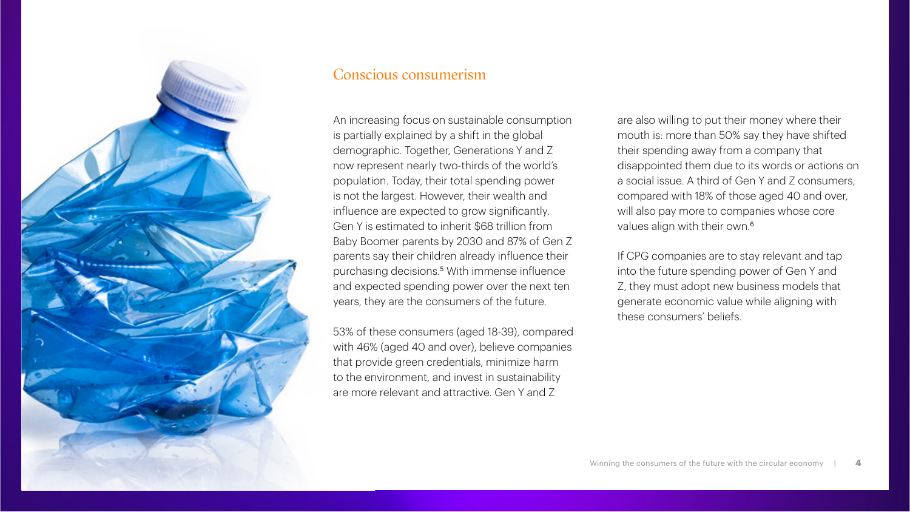## Conscious consumerism

An increasing focus on sustainable consumption is partially explained by a shift in the global demographic. Together, Generations Y and Z now represent nearly two-thirds of the world's population. Today, their total spending power is not the largest. However, their wealth and influence are expected to grow significantly. Gen Y is estimated to inherit $68 trillion from Baby Boomer parents by 2030 and 87% of Gen Z parents say their children already influence their purchasing decisions.[5] With immense influence and expected spending power over the next ten years, they are the consumers of the future.

53% of these consumers (aged 18-39), compared with 46% (aged 40 and over), believe companies that provide green credentials, minimize harm to the environment, and invest in sustainability are more relevant and attractive. Gen Y and Z are also willing to put their money where their mouth is: more than 50% say they have shifted their spending away from a company that disappointed them due to its words or actions on a social issue. A third of Gen Y and Z consumers, compared with 18% of those aged 40 and over, will also pay more to companies whose core values align with their own.[6]

If CPG companies are to stay relevant and tap into the future spending power of Gen Y and Z, they must adopt new business models that generate economic value while aligning with these consumers' beliefs.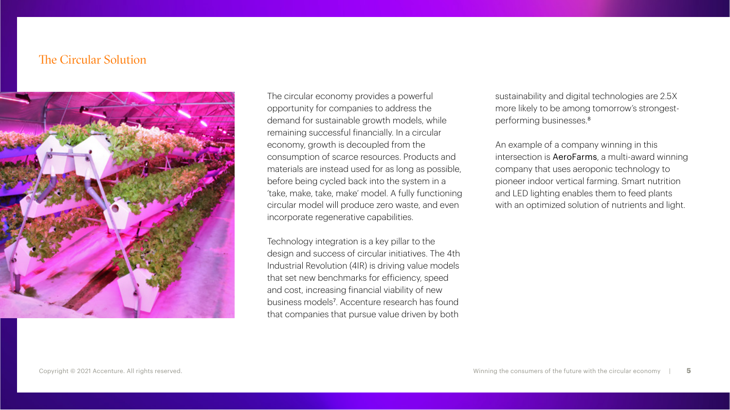## The Circular Solution

The circular economy provides a powerful opportunity for companies to address the demand for sustainable growth models, while remaining successful financially. In a circular economy, growth is decoupled from the consumption of scarce resources. Products and materials are instead used for as long as possible, before being cycled back into the system in a 'take, make, take, make' model. A fully functioning circular model will produce zero waste, and even incorporate regenerative capabilities.

Technology integration is a key pillar to the design and success of circular initiatives. The 4th Industrial Revolution (4IR) is driving value models that set new benchmarks for efficiency, speed and cost, increasing financial viability of new business models[7]. Accenture research has found that companies that pursue value driven by both sustainability and digital technologies are 2.5X more likely to be among tomorrow's strongest-performing businesses.[8]

An example of a company winning in this intersection is AeroFarms, a multi-award winning company that uses aeroponic technology to pioneer indoor vertical farming. Smart nutrition and LED lighting enables them to feed plants with an optimized solution of nutrients and light.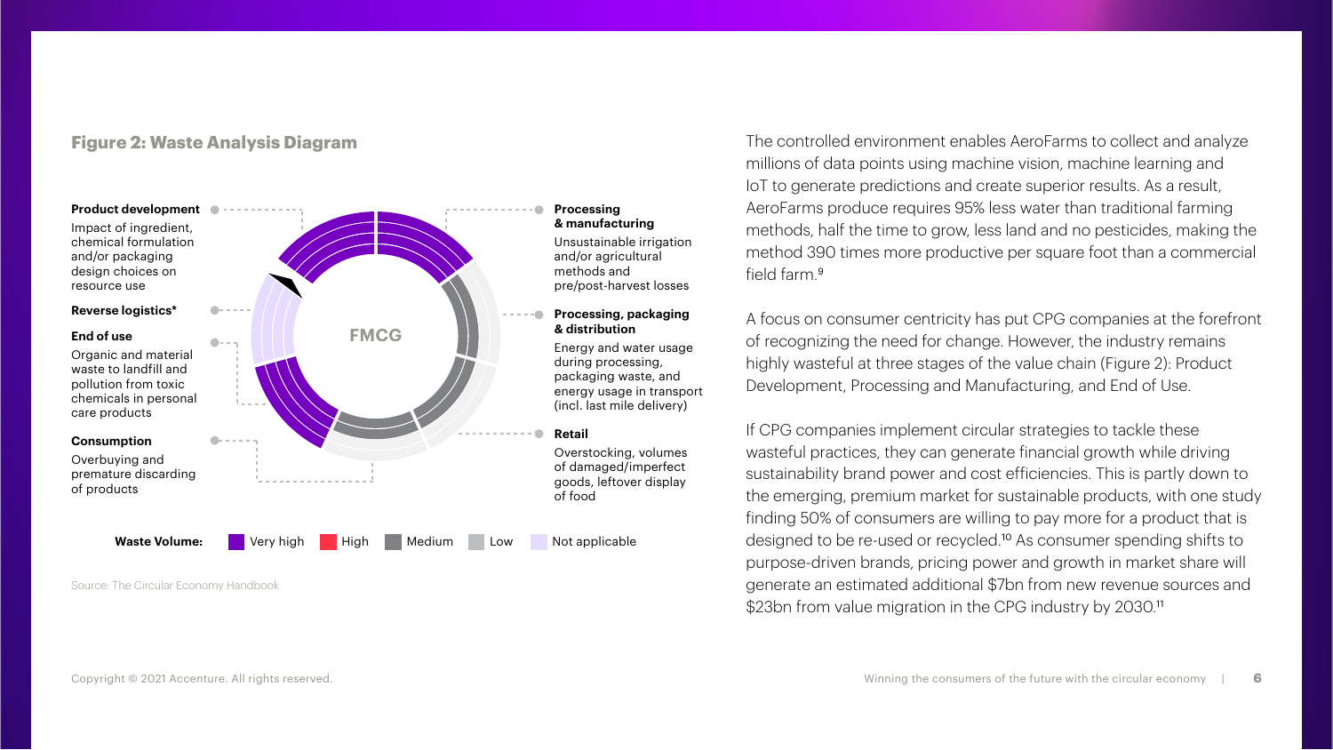**Figure 2: Waste Analysis Diagram**

**Product development**
Impact of ingredient, chemical formulation and/or packaging design choices on resource use

**Reverse logistics***

**End of use**
Organic and material waste to landfill and pollution from toxic chemicals in personal care products

**Consumption**
Overbuying and premature discarding of products

FMCG

**Processing & manufacturing**
Unsustainable irrigation and/or agricultural methods and pre/post-harvest losses

**Processing, packaging & distribution**
Energy and water usage during processing, packaging waste, and energy usage in transport (incl. last mile delivery)

**Retail**
Overstocking, volumes of damaged/imperfect goods, leftover display of food

**Waste Volume:** Very high | High | Medium | Low | Not applicable

Source: The Circular Economy Handbook

The controlled environment enables AeroFarms to collect and analyze millions of data points using machine vision, machine learning and IoT to generate predictions and create superior results. As a result, AeroFarms produce requires 95% less water than traditional farming methods, half the time to grow, less land and no pesticides, making the method 390 times more productive per square foot than a commercial field farm.[9]

A focus on consumer centricity has put CPG companies at the forefront of recognizing the need for change. However, the industry remains highly wasteful at three stages of the value chain (Figure 2): Product Development, Processing and Manufacturing, and End of Use.

If CPG companies implement circular strategies to tackle these wasteful practices, they can generate financial growth while driving sustainability brand power and cost efficiencies. This is partly down to the emerging, premium market for sustainable products, with one study finding 50% of consumers are willing to pay more for a product that is designed to be re-used or recycled.[10] As consumer spending shifts to purpose-driven brands, pricing power and growth in market share will generate an estimated additional $7bn from new revenue sources and $23bn from value migration in the CPG industry by 2030.[11]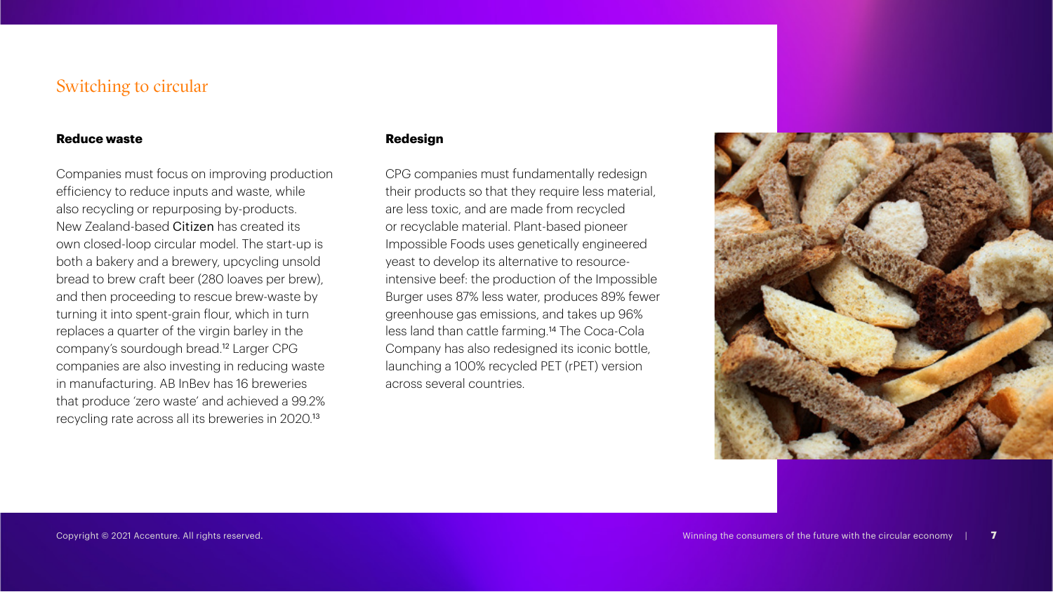## Switching to circular

### Reduce waste

Companies must focus on improving production efficiency to reduce inputs and waste, while also recycling or repurposing by-products. New Zealand-based Citizen has created its own closed-loop circular model. The start-up is both a bakery and a brewery, upcycling unsold bread to brew craft beer (280 loaves per brew), and then proceeding to rescue brew-waste by turning it into spent-grain flour, which in turn replaces a quarter of the virgin barley in the company's sourdough bread.[12] Larger CPG companies are also investing in reducing waste in manufacturing. AB InBev has 16 breweries that produce 'zero waste' and achieved a 99.2% recycling rate across all its breweries in 2020.[13]

### Redesign

CPG companies must fundamentally redesign their products so that they require less material, are less toxic, and are made from recycled or recyclable material. Plant-based pioneer Impossible Foods uses genetically engineered yeast to develop its alternative to resource-intensive beef: the production of the Impossible Burger uses 87% less water, produces 89% fewer greenhouse gas emissions, and takes up 96% less land than cattle farming.[14] The Coca-Cola Company has also redesigned its iconic bottle, launching a 100% recycled PET (rPET) version across several countries.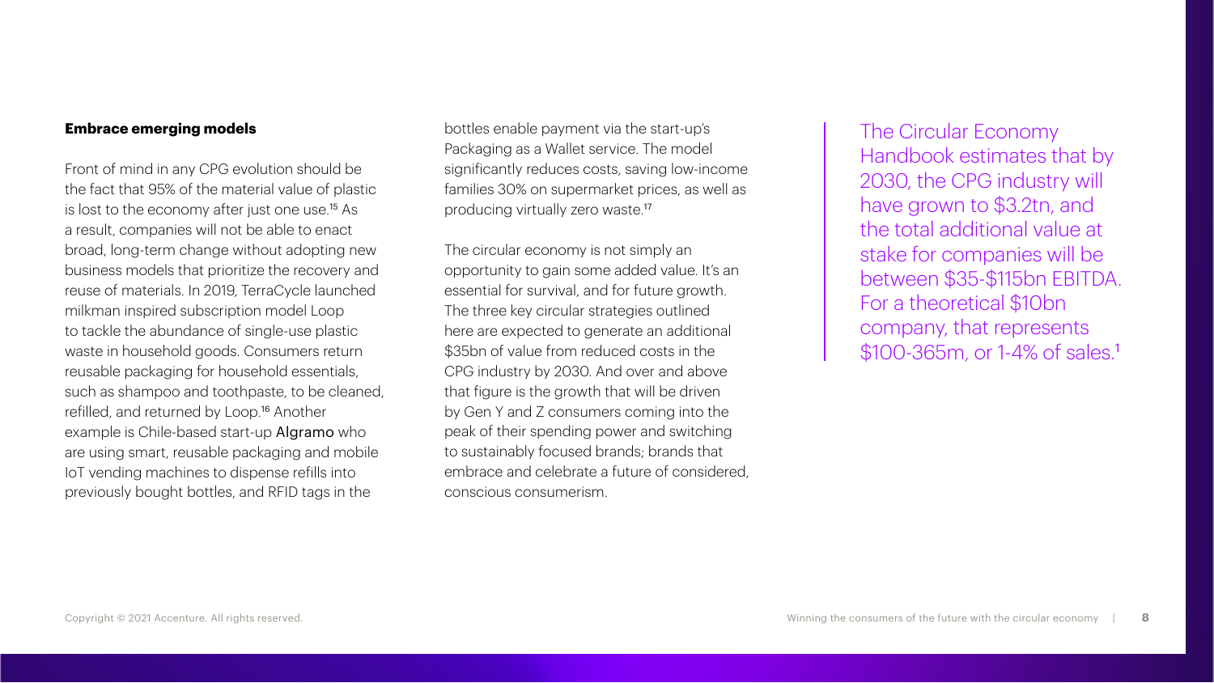### Embrace emerging models

Front of mind in any CPG evolution should be the fact that 95% of the material value of plastic is lost to the economy after just one use.[15] As a result, companies will not be able to enact broad, long-term change without adopting new business models that prioritize the recovery and reuse of materials. In 2019, TerraCycle launched milkman inspired subscription model Loop to tackle the abundance of single-use plastic waste in household goods. Consumers return reusable packaging for household essentials, such as shampoo and toothpaste, to be cleaned, refilled, and returned by Loop.[16] Another example is Chile-based start-up Algramo who are using smart, reusable packaging and mobile IoT vending machines to dispense refills into previously bought bottles, and RFID tags in the bottles enable payment via the start-up's Packaging as a Wallet service. The model significantly reduces costs, saving low-income families 30% on supermarket prices, as well as producing virtually zero waste.[17]

The circular economy is not simply an opportunity to gain some added value. It's an essential for survival, and for future growth. The three key circular strategies outlined here are expected to generate an additional $35bn of value from reduced costs in the CPG industry by 2030. And over and above that figure is the growth that will be driven by Gen Y and Z consumers coming into the peak of their spending power and switching to sustainably focused brands; brands that embrace and celebrate a future of considered, conscious consumerism.

> The Circular Economy Handbook estimates that by 2030, the CPG industry will have grown to $3.2tn, and the total additional value at stake for companies will be between $35-$115bn EBITDA. For a theoretical $10bn company, that represents $100-365m, or 1-4% of sales.[1]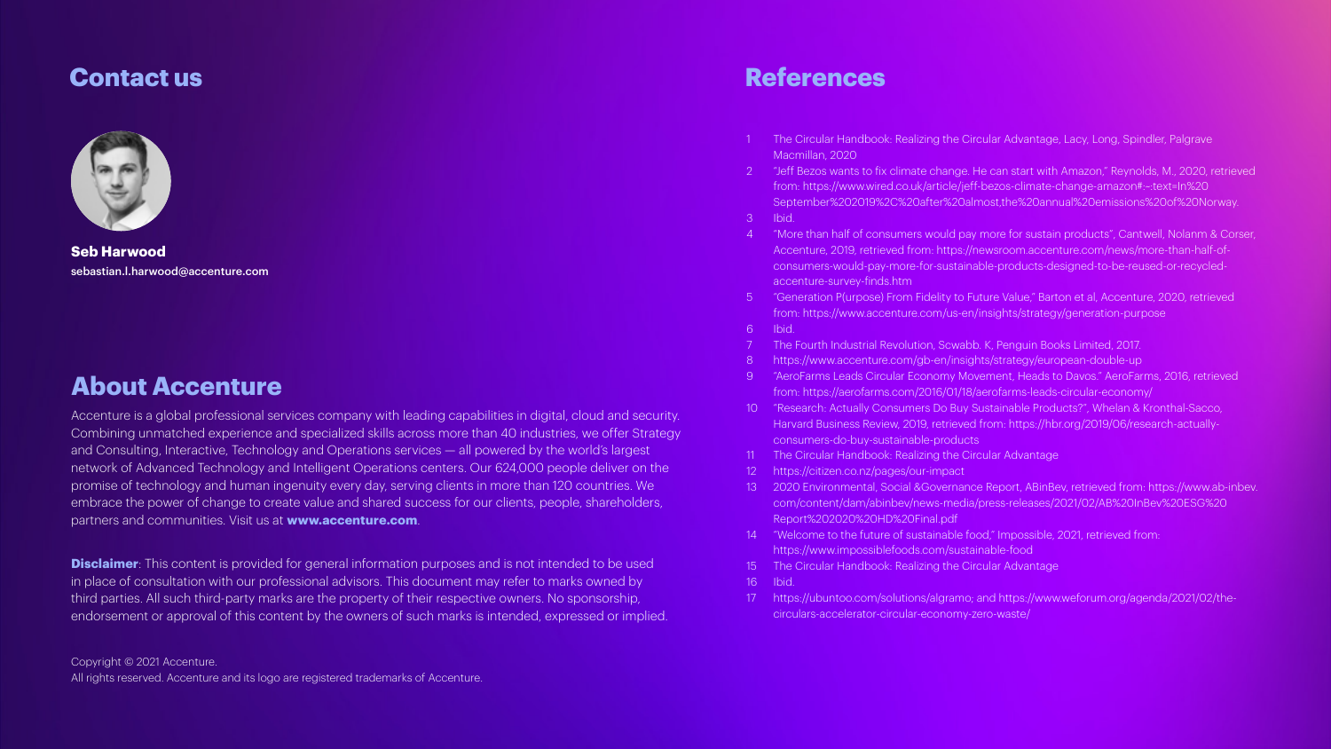## Contact us

**Seb Harwood**
sebastian.l.harwood@accenture.com

## About Accenture

Accenture is a global professional services company with leading capabilities in digital, cloud and security. Combining unmatched experience and specialized skills across more than 40 industries, we offer Strategy and Consulting, Interactive, Technology and Operations services — all powered by the world's largest network of Advanced Technology and Intelligent Operations centers. Our 624,000 people deliver on the promise of technology and human ingenuity every day, serving clients in more than 120 countries. We embrace the power of change to create value and shared success for our clients, people, shareholders, partners and communities. Visit us at **www.accenture.com**.

**Disclaimer**: This content is provided for general information purposes and is not intended to be used in place of consultation with our professional advisors. This document may refer to marks owned by third parties. All such third-party marks are the property of their respective owners. No sponsorship, endorsement or approval of this content by the owners of such marks is intended, expressed or implied.

Copyright © 2021 Accenture.
All rights reserved. Accenture and its logo are registered trademarks of Accenture.

## References

1. The Circular Handbook: Realizing the Circular Advantage, Lacy, Long, Spindler, Palgrave Macmillan, 2020
2. "Jeff Bezos wants to fix climate change. He can start with Amazon," Reynolds, M., 2020, retrieved from: https://www.wired.co.uk/article/jeff-bezos-climate-change-amazon#:~:text=In%20September%202019%2C%20after%20almost,the%20annual%20emissions%20of%20Norway.
3. Ibid.
4. "More than half of consumers would pay more for sustain products", Cantwell, Nolanm & Corser, Accenture, 2019, retrieved from: https://newsroom.accenture.com/news/more-than-half-of-consumers-would-pay-more-for-sustainable-products-designed-to-be-reused-or-recycled-accenture-survey-finds.htm
5. "Generation P(urpose) From Fidelity to Future Value," Barton et al, Accenture, 2020, retrieved from: https://www.accenture.com/us-en/insights/strategy/generation-purpose
6. Ibid.
7. The Fourth Industrial Revolution, Scwabb. K, Penguin Books Limited, 2017.
8. https://www.accenture.com/gb-en/insights/strategy/european-double-up
9. "AeroFarms Leads Circular Economy Movement, Heads to Davos." AeroFarms, 2016, retrieved from: https://aerofarms.com/2016/01/18/aerofarms-leads-circular-economy/
10. "Research: Actually Consumers Do Buy Sustainable Products?", Whelan & Kronthal-Sacco, Harvard Business Review, 2019, retrieved from: https://hbr.org/2019/06/research-actually-consumers-do-buy-sustainable-products
11. The Circular Handbook: Realizing the Circular Advantage
12. https://citizen.co.nz/pages/our-impact
13. 2020 Environmental, Social &Governance Report, ABinBev, retrieved from: https://www.ab-inbev.com/content/dam/abinbev/news-media/press-releases/2021/02/AB%20InBev%20ESG%20Report%202020%20HD%20Final.pdf
14. "Welcome to the future of sustainable food," Impossible, 2021, retrieved from: https://www.impossiblefoods.com/sustainable-food
15. The Circular Handbook: Realizing the Circular Advantage
16. Ibid.
17. https://ubuntoo.com/solutions/algramo; and https://www.weforum.org/agenda/2021/02/the-circulars-accelerator-circular-economy-zero-waste/